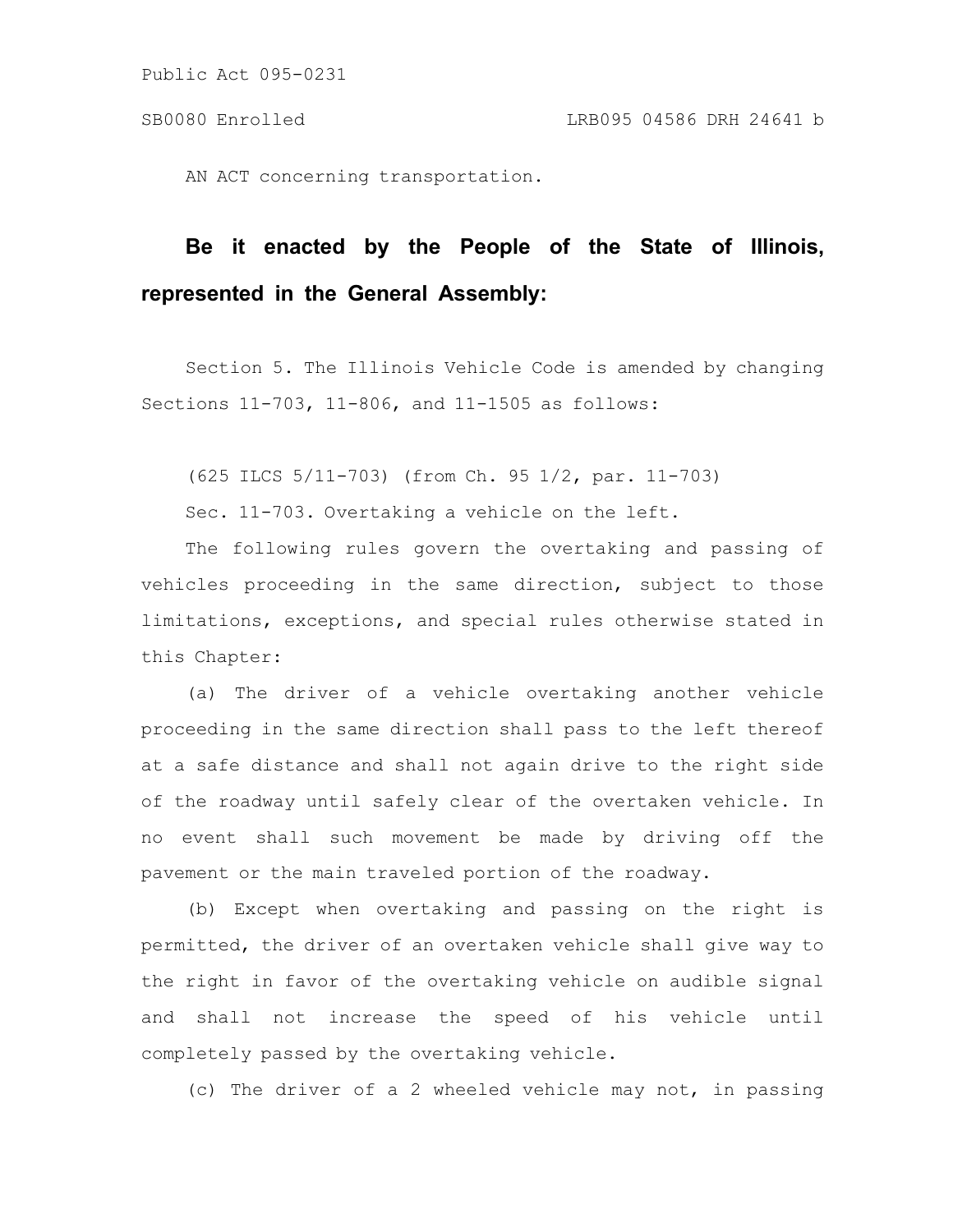Public Act 095-0231

SB0080 Enrolled LRB095 04586 DRH 24641 b

AN ACT concerning transportation.

**Be it enacted by the People of the State of Illinois, represented in the General Assembly:**

Section 5. The Illinois Vehicle Code is amended by changing Sections 11-703, 11-806, and 11-1505 as follows:

(625 ILCS 5/11-703) (from Ch. 95 1/2, par. 11-703)

Sec. 11-703. Overtaking a vehicle on the left.

The following rules govern the overtaking and passing of vehicles proceeding in the same direction, subject to those limitations, exceptions, and special rules otherwise stated in this Chapter:

(a) The driver of a vehicle overtaking another vehicle proceeding in the same direction shall pass to the left thereof at a safe distance and shall not again drive to the right side of the roadway until safely clear of the overtaken vehicle. In no event shall such movement be made by driving off the pavement or the main traveled portion of the roadway.

(b) Except when overtaking and passing on the right is permitted, the driver of an overtaken vehicle shall give way to the right in favor of the overtaking vehicle on audible signal and shall not increase the speed of his vehicle until completely passed by the overtaking vehicle.

(c) The driver of a 2 wheeled vehicle may not, in passing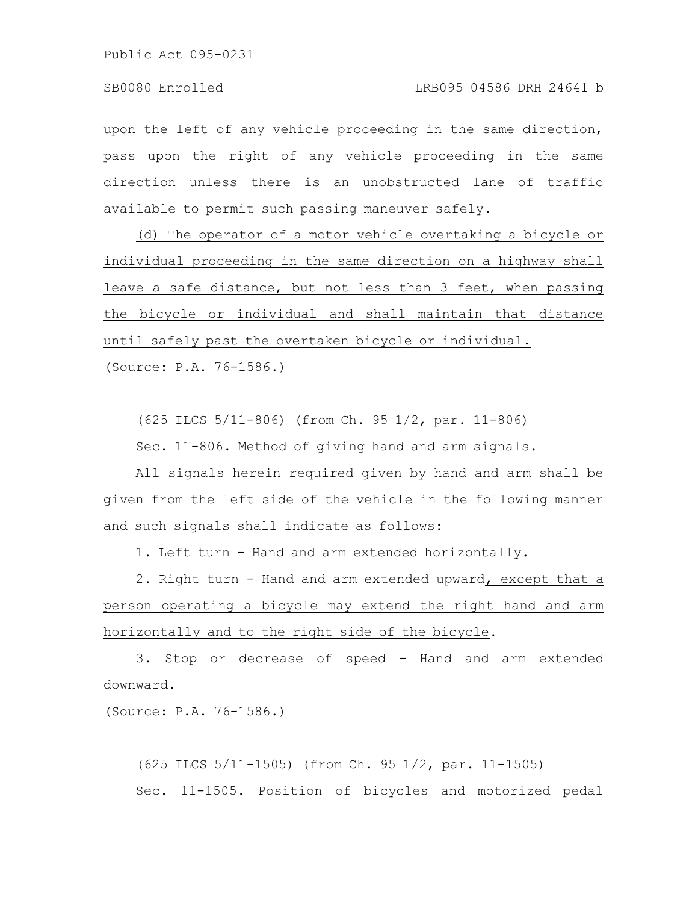upon the left of any vehicle proceeding in the same direction, pass upon the right of any vehicle proceeding in the same direction unless there is an unobstructed lane of traffic available to permit such passing maneuver safely.

(d) The operator of a motor vehicle overtaking a bicycle or individual proceeding in the same direction on a highway shall leave a safe distance, but not less than 3 feet, when passing the bicycle or individual and shall maintain that distance until safely past the overtaken bicycle or individual.

(Source: P.A. 76-1586.)

(625 ILCS 5/11-806) (from Ch. 95 1/2, par. 11-806)

Sec. 11-806. Method of giving hand and arm signals.

All signals herein required given by hand and arm shall be given from the left side of the vehicle in the following manner and such signals shall indicate as follows:

1. Left turn - Hand and arm extended horizontally.

2. Right turn - Hand and arm extended upward, except that a person operating a bicycle may extend the right hand and arm horizontally and to the right side of the bicycle.

3. Stop or decrease of speed - Hand and arm extended downward.

(Source: P.A. 76-1586.)

(625 ILCS 5/11-1505) (from Ch. 95 1/2, par. 11-1505)

Sec. 11-1505. Position of bicycles and motorized pedal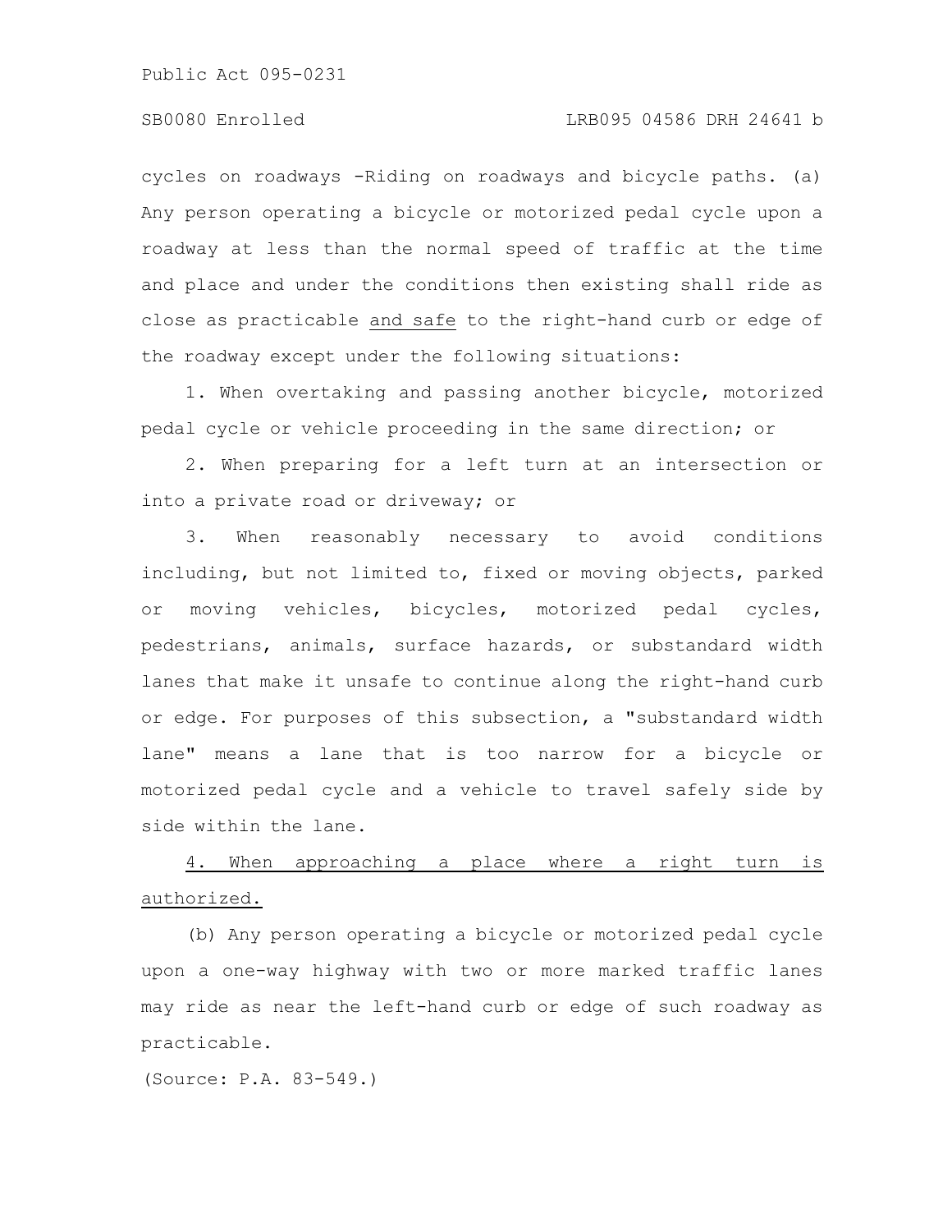cycles on roadways -Riding on roadways and bicycle paths. (a) Any person operating a bicycle or motorized pedal cycle upon a roadway at less than the normal speed of traffic at the time and place and under the conditions then existing shall ride as close as practicable <u>and safe</u> to the right-hand curb or edge of the roadway except under the following situations:

1. When overtaking and passing another bicycle, motorized pedal cycle or vehicle proceeding in the same direction; or

2. When preparing for a left turn at an intersection or into a private road or driveway; or

3. When reasonably necessary to avoid conditions including, but not limited to, fixed or moving objects, parked or moving vehicles, bicycles, motorized pedal cycles, pedestrians, animals, surface hazards, or substandard width lanes that make it unsafe to continue along the right-hand curb or edge. For purposes of this subsection, a "substandard width lane" means a lane that is too narrow for a bicycle or motorized pedal cycle and a vehicle to travel safely side by side within the lane.

<u>4. When approaching a place where a right turn is authorized.</u>

(b) Any person operating a bicycle or motorized pedal cycle upon a one-way highway with two or more marked traffic lanes may ride as near the left-hand curb or edge of such roadway as practicable.

(Source: P.A. 83-549.)